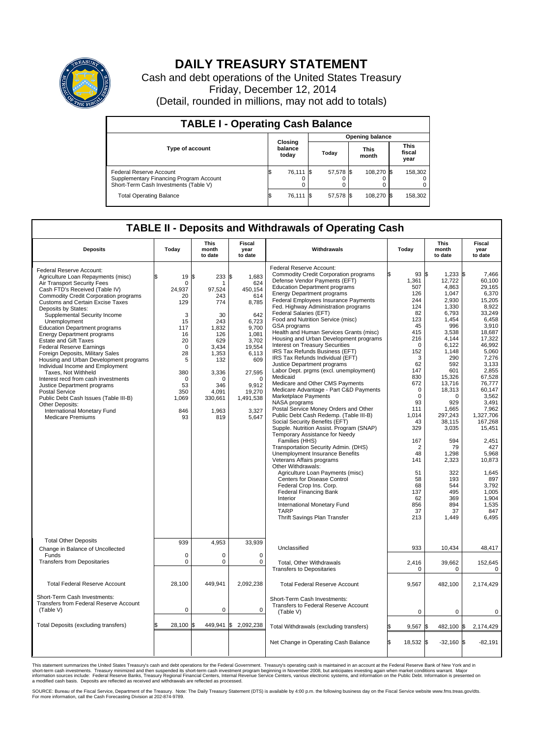# DAILY TREASURY STATEMENT

Cash and debt operations of the United States Treasury

Friday, December 12, 2014

(Detail, rounded in millions, may not add to totals)

## TABLE I - Operating Cash Balance

| Type of account | Closing balance today | Opening balance Today | Opening balance This month | Opening balance This fiscal year |
|---|---|---|---|---|
| Federal Reserve Account | $ 76,111 | $ 57,578 | $ 108,270 | $ 158,302 |
| Supplementary Financing Program Account | 0 | 0 | 0 | 0 |
| Short-Term Cash Investments (Table V) | 0 | 0 | 0 | 0 |
| Total Operating Balance | $ 76,111 | $ 57,578 | $ 108,270 | $ 158,302 |

## TABLE II - Deposits and Withdrawals of Operating Cash

| Deposits | Today | This month to date | Fiscal year to date |
|---|---|---|---|
| Federal Reserve Account: | | | |
| Agriculture Loan Repayments (misc) | $ 19 | $ 233 | $ 1,683 |
| Air Transport Security Fees | 0 | 1 | 624 |
| Cash FTD's Received (Table IV) | 24,937 | 97,524 | 450,154 |
| Commodity Credit Corporation programs | 20 | 243 | 614 |
| Customs and Certain Excise Taxes | 129 | 774 | 8,785 |
| Deposits by States: | | | |
| Supplemental Security Income | 3 | 30 | 642 |
| Unemployment | 15 | 243 | 6,723 |
| Education Department programs | 117 | 1,832 | 9,700 |
| Energy Department programs | 16 | 126 | 1,081 |
| Estate and Gift Taxes | 20 | 629 | 3,702 |
| Federal Reserve Earnings | 0 | 3,434 | 19,554 |
| Foreign Deposits, Military Sales | 28 | 1,353 | 6,113 |
| Housing and Urban Development programs | 5 | 132 | 609 |
| Individual Income and Employment Taxes, Not Withheld | 380 | 3,336 | 27,595 |
| Interest recd from cash investments | 0 | 0 | 0 |
| Justice Department programs | 53 | 346 | 9,912 |
| Postal Service | 350 | 4,091 | 19,270 |
| Public Debt Cash Issues (Table III-B) | 1,069 | 330,661 | 1,491,538 |
| Other Deposits: | | | |
| International Monetary Fund | 846 | 1,963 | 3,327 |
| Medicare Premiums | 93 | 819 | 5,647 |
| Total Other Deposits | 939 | 4,953 | 33,939 |
| Change in Balance of Uncollected Funds | 0 | 0 | 0 |
| Transfers from Depositaries | 0 | 0 | 0 |
| Total Federal Reserve Account | 28,100 | 449,941 | 2,092,238 |
| Short-Term Cash Investments: Transfers from Federal Reserve Account (Table V) | 0 | 0 | 0 |
| Total Deposits (excluding transfers) | $ 28,100 | $ 449,941 | $ 2,092,238 |

| Withdrawals | Today | This month to date | Fiscal year to date |
|---|---|---|---|
| Federal Reserve Account: | | | |
| Commodity Credit Corporation programs | $ 93 | $ 1,233 | $ 7,466 |
| Defense Vendor Payments (EFT) | 1,361 | 12,722 | 60,100 |
| Education Department programs | 507 | 4,863 | 29,165 |
| Energy Department programs | 126 | 1,047 | 6,370 |
| Federal Employees Insurance Payments | 244 | 2,930 | 15,205 |
| Fed. Highway Administration programs | 124 | 1,330 | 8,922 |
| Federal Salaries (EFT) | 82 | 6,793 | 33,249 |
| Food and Nutrition Service (misc) | 123 | 1,454 | 6,458 |
| GSA programs | 45 | 996 | 3,910 |
| Health and Human Services Grants (misc) | 415 | 3,538 | 18,687 |
| Housing and Urban Development programs | 216 | 4,144 | 17,322 |
| Interest on Treasury Securities | 0 | 6,122 | 46,992 |
| IRS Tax Refunds Business (EFT) | 152 | 1,148 | 5,060 |
| IRS Tax Refunds Individual (EFT) | 3 | 290 | 7,276 |
| Justice Department programs | 62 | 592 | 3,133 |
| Labor Dept. prgms (excl. unemployment) | 147 | 601 | 2,855 |
| Medicaid | 830 | 15,326 | 67,528 |
| Medicare and Other CMS Payments | 672 | 13,716 | 76,777 |
| Medicare Advantage - Part C&D Payments | 0 | 18,313 | 60,147 |
| Marketplace Payments | 0 | 0 | 3,562 |
| NASA programs | 93 | 929 | 3,491 |
| Postal Service Money Orders and Other | 111 | 1,665 | 7,962 |
| Public Debt Cash Redemp. (Table III-B) | 1,014 | 297,243 | 1,327,706 |
| Social Security Benefits (EFT) | 43 | 38,115 | 167,268 |
| Supple. Nutrition Assist. Program (SNAP) | 329 | 3,035 | 15,451 |
| Temporary Assistance for Needy Families (HHS) | 167 | 594 | 2,451 |
| Transportation Security Admin. (DHS) | 2 | 79 | 427 |
| Unemployment Insurance Benefits | 48 | 1,298 | 5,968 |
| Veterans Affairs programs | 141 | 2,323 | 10,873 |
| Other Withdrawals: | | | |
| Agriculture Loan Payments (misc) | 51 | 322 | 1,645 |
| Centers for Disease Control | 58 | 193 | 897 |
| Federal Crop Ins. Corp. | 68 | 544 | 3,792 |
| Federal Financing Bank | 137 | 495 | 1,005 |
| Interior | 62 | 369 | 1,904 |
| International Monetary Fund | 856 | 894 | 1,535 |
| TARP | 37 | 37 | 847 |
| Thrift Savings Plan Transfer | 213 | 1,449 | 6,495 |
| Unclassified | 933 | 10,434 | 48,417 |
| Total, Other Withdrawals | 2,416 | 39,662 | 152,645 |
| Transfers to Depositaries | 0 | 0 | 0 |
| Total Federal Reserve Account | 9,567 | 482,100 | 2,174,429 |
| Short-Term Cash Investments: Transfers to Federal Reserve Account (Table V) | 0 | 0 | 0 |
| Total Withdrawals (excluding transfers) | $ 9,567 | $ 482,100 | $ 2,174,429 |
| Net Change in Operating Cash Balance | $ 18,532 | $ -32,160 | $ -82,191 |

This statement summarizes the United States Treasury's cash and debt operations for the Federal Government. Treasury's operating cash is maintained in an account at the Federal Reserve Bank of New York and in short-term cash investments. Treasury minimized and then suspended its short-term cash investment program beginning in November 2008, but anticipates investing again when market conditions warrant. Major information sources include: Federal Reserve Banks, Treasury Regional Financial Centers, Internal Revenue Service Centers, various electronic systems, and information on the Public Debt. Information is presented on a modified cash basis. Deposits are reflected as received and withdrawals are reflected as processed.

SOURCE: Bureau of the Fiscal Service, Department of the Treasury. Note: The Daily Treasury Statement (DTS) is available by 4:00 p.m. the following business day on the Fiscal Service website www.fms.treas.gov/dts. For more information, call the Cash Forecasting Division at 202-874-9789.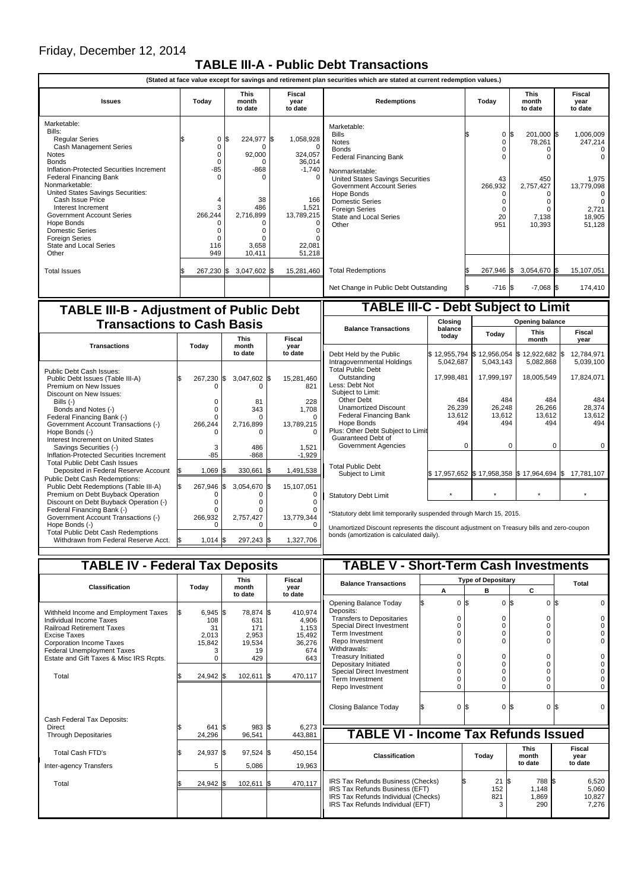Friday, December 12, 2014

# TABLE III-A - Public Debt Transactions

(Stated at face value except for savings and retirement plan securities which are stated at current redemption values.)

| Issues | Today | This month to date | Fiscal year to date | Redemptions | Today | This month to date | Fiscal year to date |
|---|---|---|---|---|---|---|---|
| Marketable: | | | | Marketable: | | | |
| Bills: | | | | Bills | $ 0 | $ 201,000 | $ 1,006,009 |
| Regular Series | $ 0 | $ 224,977 | $ 1,058,928 | Notes | 0 | 78,261 | 247,214 |
| Cash Management Series | 0 | 0 | 0 | Bonds | 0 | 0 | 0 |
| Notes | 0 | 92,000 | 324,057 | Federal Financing Bank | 0 | 0 | 0 |
| Bonds | 0 | 0 | 36,014 | Nonmarketable: | | | |
| Inflation-Protected Securities Increment | -85 | -868 | -1,740 | United States Savings Securities | 43 | 450 | 1,975 |
| Federal Financing Bank | 0 | 0 | 0 | Government Account Series | 266,932 | 2,757,427 | 13,779,098 |
| Nonmarketable: | | | | Hope Bonds | 0 | 0 | 0 |
| United States Savings Securities: | | | | Domestic Series | 0 | 0 | 0 |
| Cash Issue Price | 4 | 38 | 166 | Foreign Series | 0 | 0 | 2,721 |
| Interest Increment | 3 | 486 | 1,521 | State and Local Series | 20 | 7,138 | 18,905 |
| Government Account Series | 266,244 | 2,716,899 | 13,789,215 | Other | 951 | 10,393 | 51,128 |
| Hope Bonds | 0 | 0 | 0 | | | | |
| Domestic Series | 0 | 0 | 0 | | | | |
| Foreign Series | 0 | 0 | 0 | | | | |
| State and Local Series | 116 | 3,658 | 22,081 | | | | |
| Other | 949 | 10,411 | 51,218 | | | | |
| Total Issues | $ 267,230 | $ 3,047,602 | $ 15,281,460 | Total Redemptions | $ 267,946 | $ 3,054,670 | $ 15,107,051 |
| | | | | Net Change in Public Debt Outstanding | $ -716 | $ -7,068 | $ 174,410 |

# TABLE III-B - Adjustment of Public Debt Transactions to Cash Basis

| Transactions | Today | This month to date | Fiscal year to date |
|---|---|---|---|
| Public Debt Cash Issues: | | | |
| Public Debt Issues (Table III-A) | $ 267,230 | $ 3,047,602 | $ 15,281,460 |
| Premium on New Issues | 0 | 0 | 821 |
| Discount on New Issues: | | | |
| Bills (-) | 0 | 81 | 228 |
| Bonds and Notes (-) | 0 | 343 | 1,708 |
| Federal Financing Bank (-) | 0 | 0 | 0 |
| Government Account Transactions (-) | 266,244 | 2,716,899 | 13,789,215 |
| Hope Bonds (-) | 0 | 0 | 0 |
| Interest Increment on United States Savings Securities (-) | 3 | 486 | 1,521 |
| Inflation-Protected Securities Increment | -85 | -868 | -1,929 |
| Total Public Debt Cash Issues Deposited in Federal Reserve Account | $ 1,069 | $ 330,661 | $ 1,491,538 |
| Public Debt Cash Redemptions: | | | |
| Public Debt Redemptions (Table III-A) | $ 267,946 | $ 3,054,670 | $ 15,107,051 |
| Premium on Debt Buyback Operation | 0 | 0 | 0 |
| Discount on Debt Buyback Operation (-) | 0 | 0 | 0 |
| Federal Financing Bank (-) | 0 | 0 | 0 |
| Government Account Transactions (-) | 266,932 | 2,757,427 | 13,779,344 |
| Hope Bonds (-) | 0 | 0 | 0 |
| Total Public Debt Cash Redemptions Withdrawn from Federal Reserve Acct. | $ 1,014 | $ 297,243 | $ 1,327,706 |

# TABLE III-C - Debt Subject to Limit

| Balance Transactions | Closing balance today | Opening balance Today | This month | Fiscal year |
|---|---|---|---|---|
| Debt Held by the Public | $ 12,955,794 | $ 12,956,054 | $ 12,922,682 | $ 12,784,971 |
| Intragovernmental Holdings | 5,042,687 | 5,043,143 | 5,082,868 | 5,039,100 |
| Total Public Debt Outstanding | 17,998,481 | 17,999,197 | 18,005,549 | 17,824,071 |
| Less: Debt Not Subject to Limit: | | | | |
| Other Debt | 484 | 484 | 484 | 484 |
| Unamortized Discount | 26,239 | 26,248 | 26,266 | 28,374 |
| Federal Financing Bank | 13,612 | 13,612 | 13,612 | 13,612 |
| Hope Bonds | 494 | 494 | 494 | 494 |
| Plus: Other Debt Subject to Limit | | | | |
| Guaranteed Debt of Government Agencies | 0 | 0 | 0 | 0 |
| Total Public Debt Subject to Limit | $ 17,957,652 | $ 17,958,358 | $ 17,964,694 | $ 17,781,107 |
| Statutory Debt Limit | * | * | * | * |

*Statutory debt limit temporarily suspended through March 15, 2015.

Unamortized Discount represents the discount adjustment on Treasury bills and zero-coupon bonds (amortization is calculated daily).

# TABLE IV - Federal Tax Deposits

| Classification | Today | This month to date | Fiscal year to date |
|---|---|---|---|
| Withheld Income and Employment Taxes | $ 6,945 | $ 78,874 | $ 410,974 |
| Individual Income Taxes | 108 | 631 | 4,906 |
| Railroad Retirement Taxes | 31 | 171 | 1,153 |
| Excise Taxes | 2,013 | 2,953 | 15,492 |
| Corporation Income Taxes | 15,842 | 19,534 | 36,276 |
| Federal Unemployment Taxes | 3 | 19 | 674 |
| Estate and Gift Taxes & Misc IRS Rcpts. | 0 | 429 | 643 |
| Total | $ 24,942 | $ 102,611 | $ 470,117 |
| Cash Federal Tax Deposits: | | | |
| Direct | $ 641 | $ 983 | $ 6,273 |
| Through Depositaries | 24,296 | 96,541 | 443,881 |
| Total Cash FTD's | $ 24,937 | $ 97,524 | $ 450,154 |
| Inter-agency Transfers | 5 | 5,086 | 19,963 |
| Total | $ 24,942 | $ 102,611 | $ 470,117 |

# TABLE V - Short-Term Cash Investments

| Balance Transactions | Type of Depositary A | B | C | Total |
|---|---|---|---|---|
| Opening Balance Today | $ 0 | $ 0 | $ 0 | $ 0 |
| Deposits: | | | | |
| Transfers to Depositaries | 0 | 0 | 0 | 0 |
| Special Direct Investment | 0 | 0 | 0 | 0 |
| Term Investment | 0 | 0 | 0 | 0 |
| Repo Investment | 0 | 0 | 0 | 0 |
| Withdrawals: | | | | |
| Treasury Initiated | 0 | 0 | 0 | 0 |
| Depositary Initiated | 0 | 0 | 0 | 0 |
| Special Direct Investment | 0 | 0 | 0 | 0 |
| Term Investment | 0 | 0 | 0 | 0 |
| Repo Investment | 0 | 0 | 0 | 0 |
| Closing Balance Today | $ 0 | $ 0 | $ 0 | $ 0 |

# TABLE VI - Income Tax Refunds Issued

| Classification | Today | This month to date | Fiscal year to date |
|---|---|---|---|
| IRS Tax Refunds Business (Checks) | $ 21 | $ 788 | $ 6,520 |
| IRS Tax Refunds Business (EFT) | 152 | 1,148 | 5,060 |
| IRS Tax Refunds Individual (Checks) | 821 | 1,869 | 10,827 |
| IRS Tax Refunds Individual (EFT) | 3 | 290 | 7,276 |